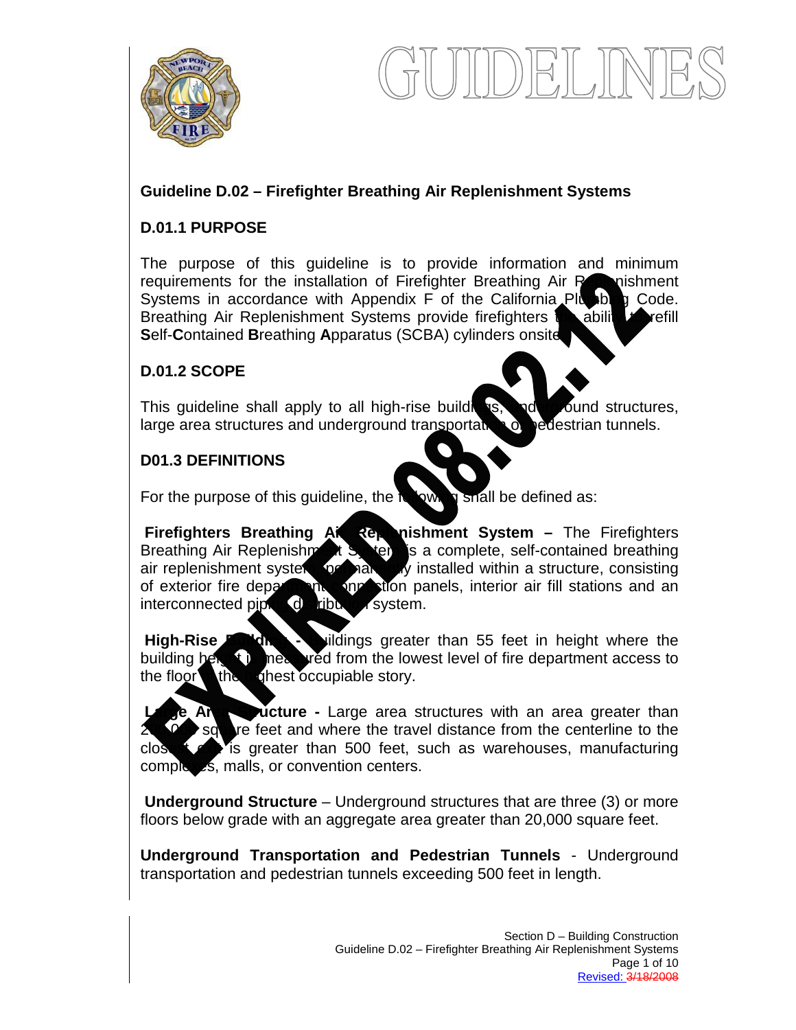# GUIDELINES

EXPIRED 08.02.12

## Guideline D.02 – Firefighter Breathing Air Replenishment Systems

### D.01.1 PURPOSE

The purpose of this guideline is to provide information and minimum requirements for the installation of Firefighter Breathing Air Replenishment Systems in accordance with Appendix F of the California Plumbing Code. Breathing Air Replenishment Systems provide firefighters the ability to refill **S**elf-**C**ontained **B**reathing **A**pparatus (SCBA) cylinders onsite.

### D.01.2 SCOPE

This guideline shall apply to all high-rise buildings, underground structures, large area structures and underground transportation or pedestrian tunnels.

### D01.3 DEFINITIONS

For the purpose of this guideline, the following shall be defined as:

**Firefighters Breathing Air Replenishment System –** The Firefighters Breathing Air Replenishment System is a complete, self-contained breathing air replenishment system permanently installed within a structure, consisting of exterior fire department connection panels, interior air fill stations and an interconnected piping distribution system.

**High-Rise Building -** Buildings greater than 55 feet in height where the building height is measured from the lowest level of fire department access to the floor of the highest occupiable story.

**Large Area Structure -** Large area structures with an area greater than 200,000 square feet and where the travel distance from the centerline to the closest exit is greater than 500 feet, such as warehouses, manufacturing complexes, malls, or convention centers.

**Underground Structure** – Underground structures that are three (3) or more floors below grade with an aggregate area greater than 20,000 square feet.

**Underground Transportation and Pedestrian Tunnels** - Underground transportation and pedestrian tunnels exceeding 500 feet in length.

Section D – Building Construction
Guideline D.02 – Firefighter Breathing Air Replenishment Systems
Revised: ~~3/18/2008~~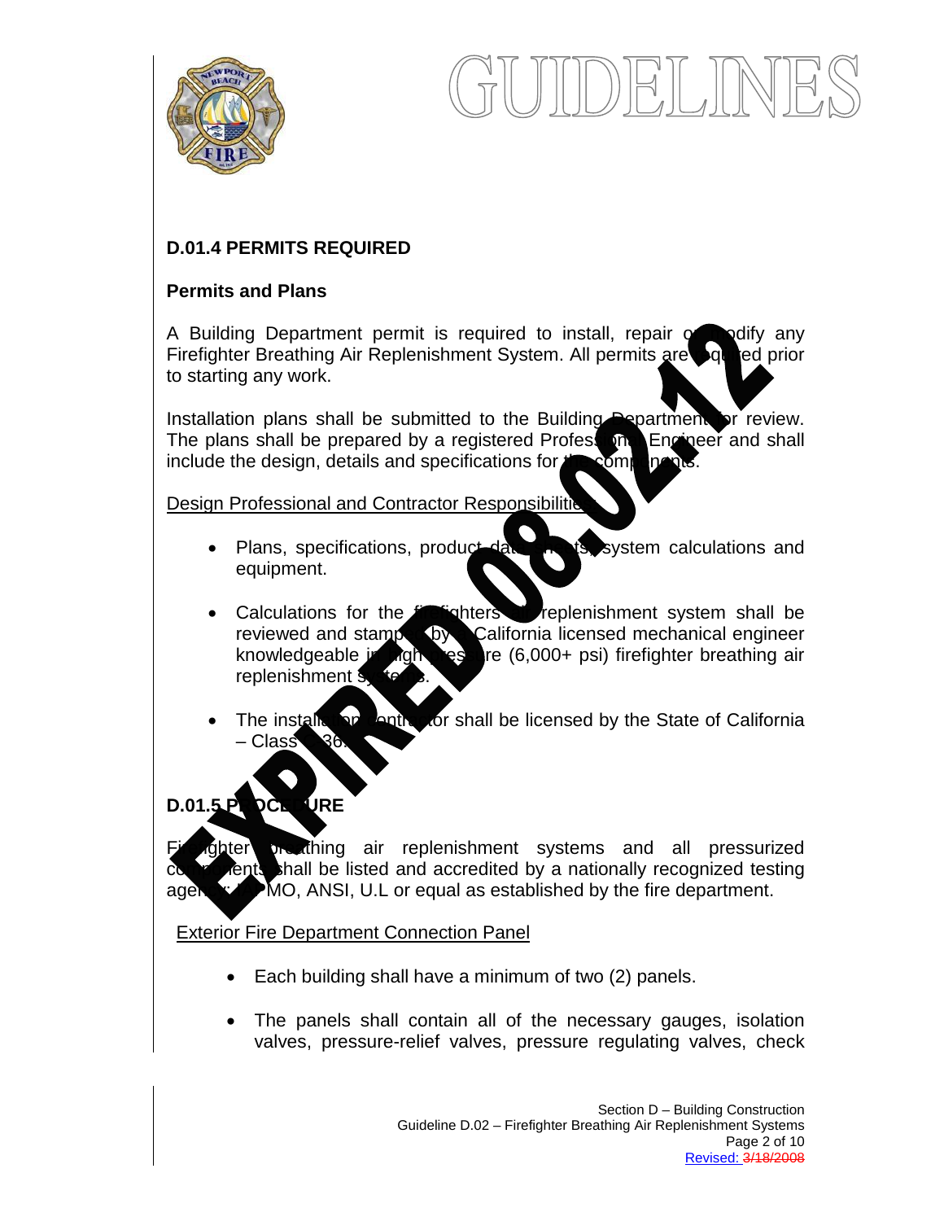## D.01.4 PERMITS REQUIRED

### Permits and Plans

A Building Department permit is required to install, repair or modify any Firefighter Breathing Air Replenishment System. All permits are required prior to starting any work.

Installation plans shall be submitted to the Building Department for review. The plans shall be prepared by a registered Professional Engineer and shall include the design, details and specifications for the components.

Design Professional and Contractor Responsibilities

- Plans, specifications, product data sheets, system calculations and equipment.
- Calculations for the firefighters air replenishment system shall be reviewed and stamped by a California licensed mechanical engineer knowledgeable in high pressure (6,000+ psi) firefighter breathing air replenishment systems.
- The installation contractor shall be licensed by the State of California – Class C36.

## D.01.5 PROCEDURE

Firefighter breathing air replenishment systems and all pressurized components shall be listed and accredited by a nationally recognized testing agency: IAPMO, ANSI, U.L or equal as established by the fire department.

Exterior Fire Department Connection Panel

- Each building shall have a minimum of two (2) panels.
- The panels shall contain all of the necessary gauges, isolation valves, pressure-relief valves, pressure regulating valves, check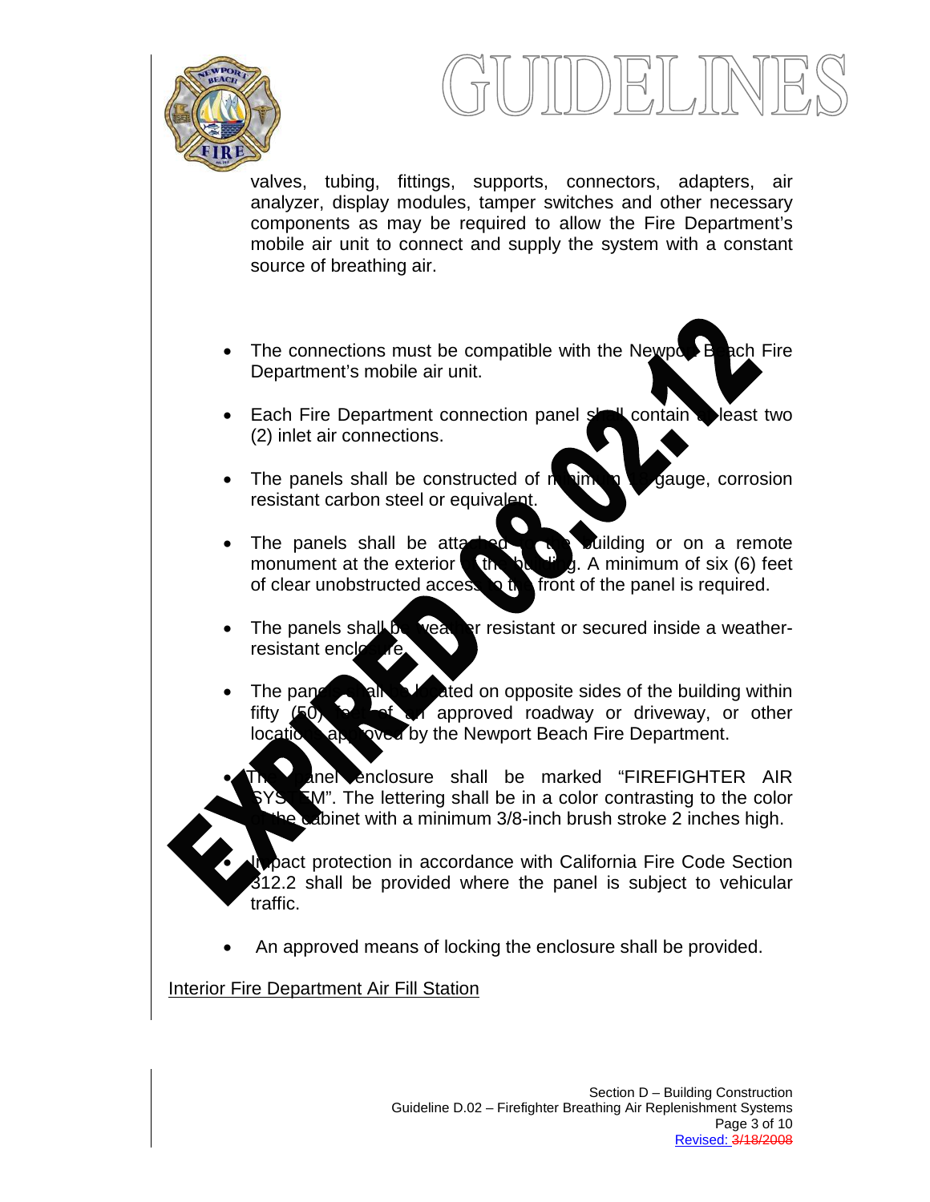valves, tubing, fittings, supports, connectors, adapters, air analyzer, display modules, tamper switches and other necessary components as may be required to allow the Fire Department's mobile air unit to connect and supply the system with a constant source of breathing air.

- The connections must be compatible with the Newport Beach Fire Department's mobile air unit.
- Each Fire Department connection panel shall contain at least two (2) inlet air connections.
- The panels shall be constructed of minimum 18 gauge, corrosion resistant carbon steel or equivalent.
- The panels shall be attached to the building or on a remote monument at the exterior of the building. A minimum of six (6) feet of clear unobstructed access to the front of the panel is required.
- The panels shall be weather resistant or secured inside a weather-resistant enclosure.
- The panels shall be located on opposite sides of the building within fifty (50) feet of an approved roadway or driveway, or other location approved by the Newport Beach Fire Department.
- The panel enclosure shall be marked "FIREFIGHTER AIR SYSTEM". The lettering shall be in a color contrasting to the color of the cabinet with a minimum 3/8-inch brush stroke 2 inches high.
- Impact protection in accordance with California Fire Code Section 312.2 shall be provided where the panel is subject to vehicular traffic.
- An approved means of locking the enclosure shall be provided.

<u>Interior Fire Department Air Fill Station</u>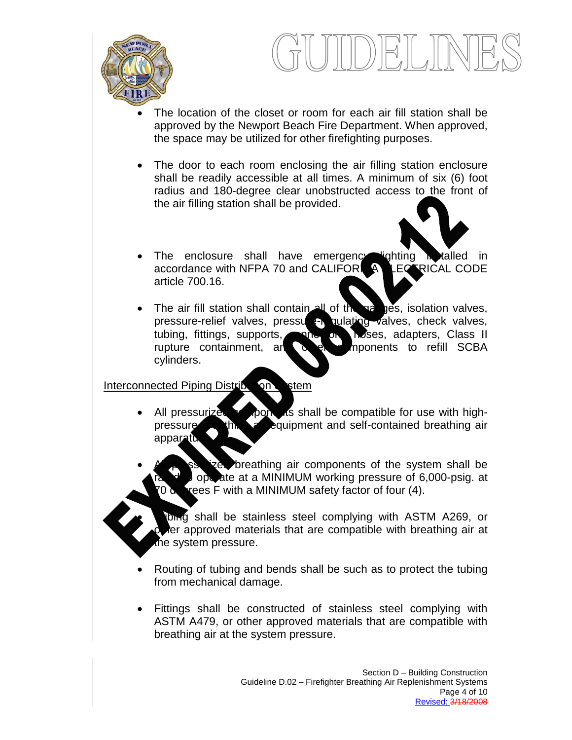- The location of the closet or room for each air fill station shall be approved by the Newport Beach Fire Department. When approved, the space may be utilized for other firefighting purposes.

- The door to each room enclosing the air filling station enclosure shall be readily accessible at all times. A minimum of six (6) foot radius and 180-degree clear unobstructed access to the front of the air filling station shall be provided.

- The enclosure shall have emergency lighting installed in accordance with NFPA 70 and CALIFORNIA ELECTRICAL CODE article 700.16.

- The air fill station shall contain all of the gauges, isolation valves, pressure-relief valves, pressure-regulating valves, check valves, tubing, fittings, supports, connectors, hoses, adapters, Class II rupture containment, and other components to refill SCBA cylinders.

Interconnected Piping Distribution System

- All pressurized components shall be compatible for use with high-pressure breathing air equipment and self-contained breathing air apparatus.

- All pressurized breathing air components of the system shall be rated to operate at a MINIMUM working pressure of 6,000-psig. at 70 degrees F with a MINIMUM safety factor of four (4).

- Tubing shall be stainless steel complying with ASTM A269, or other approved materials that are compatible with breathing air at the system pressure.

- Routing of tubing and bends shall be such as to protect the tubing from mechanical damage.

- Fittings shall be constructed of stainless steel complying with ASTM A479, or other approved materials that are compatible with breathing air at the system pressure.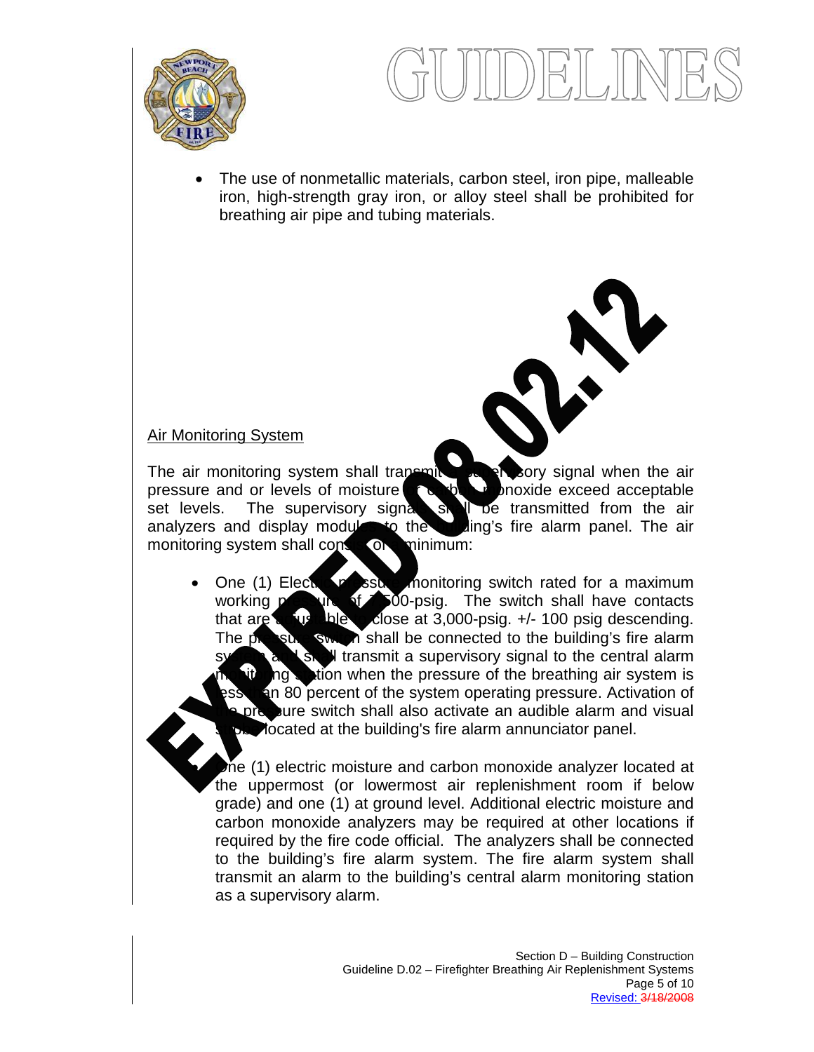- The use of nonmetallic materials, carbon steel, iron pipe, malleable iron, high-strength gray iron, or alloy steel shall be prohibited for breathing air pipe and tubing materials.

EXPIRED 08.02.12

<u>Air Monitoring System</u>

The air monitoring system shall transmit a supervisory signal when the air pressure and or levels of moisture or carbon monoxide exceed acceptable set levels. The supervisory signal shall be transmitted from the air analyzers and display modules to the building's fire alarm panel. The air monitoring system shall consist of a minimum:

- One (1) Electric pressure monitoring switch rated for a maximum working pressure of 7500-psig. The switch shall have contacts that are adjustable to close at 3,000-psig. +/- 100 psig descending. The pressure switch shall be connected to the building's fire alarm system and shall transmit a supervisory signal to the central alarm monitoring station when the pressure of the breathing air system is less than 80 percent of the system operating pressure. Activation of the pressure switch shall also activate an audible alarm and visual strobe located at the building's fire alarm annunciator panel.

- One (1) electric moisture and carbon monoxide analyzer located at the uppermost (or lowermost air replenishment room if below grade) and one (1) at ground level. Additional electric moisture and carbon monoxide analyzers may be required at other locations if required by the fire code official. The analyzers shall be connected to the building's fire alarm system. The fire alarm system shall transmit an alarm to the building's central alarm monitoring station as a supervisory alarm.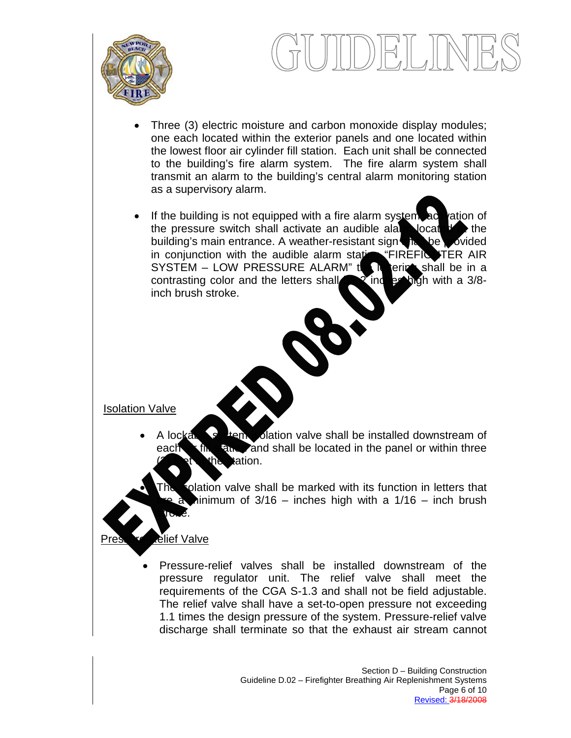- Three (3) electric moisture and carbon monoxide display modules; one each located within the exterior panels and one located within the lowest floor air cylinder fill station. Each unit shall be connected to the building's fire alarm system. The fire alarm system shall transmit an alarm to the building's central alarm monitoring station as a supervisory alarm.

- If the building is not equipped with a fire alarm system, activation of the pressure switch shall activate an audible alarm located at the building's main entrance. A weather-resistant sign shall be provided in conjunction with the audible alarm stating "FIREFIGHTER AIR SYSTEM – LOW PRESSURE ALARM" the lettering shall be in a contrasting color and the letters shall be 2 inches high with a 3/8-inch brush stroke.

EXPIRED 08.02.12

Isolation Valve

- A lockable system isolation valve shall be installed downstream of each air fill station and shall be located in the panel or within three (3) feet of the station.

- The isolation valve shall be marked with its function in letters that are a minimum of 3/16 – inches high with a 1/16 – inch brush stroke.

Pressure-relief Valve

- Pressure-relief valves shall be installed downstream of the pressure regulator unit. The relief valve shall meet the requirements of the CGA S-1.3 and shall not be field adjustable. The relief valve shall have a set-to-open pressure not exceeding 1.1 times the design pressure of the system. Pressure-relief valve discharge shall terminate so that the exhaust air stream cannot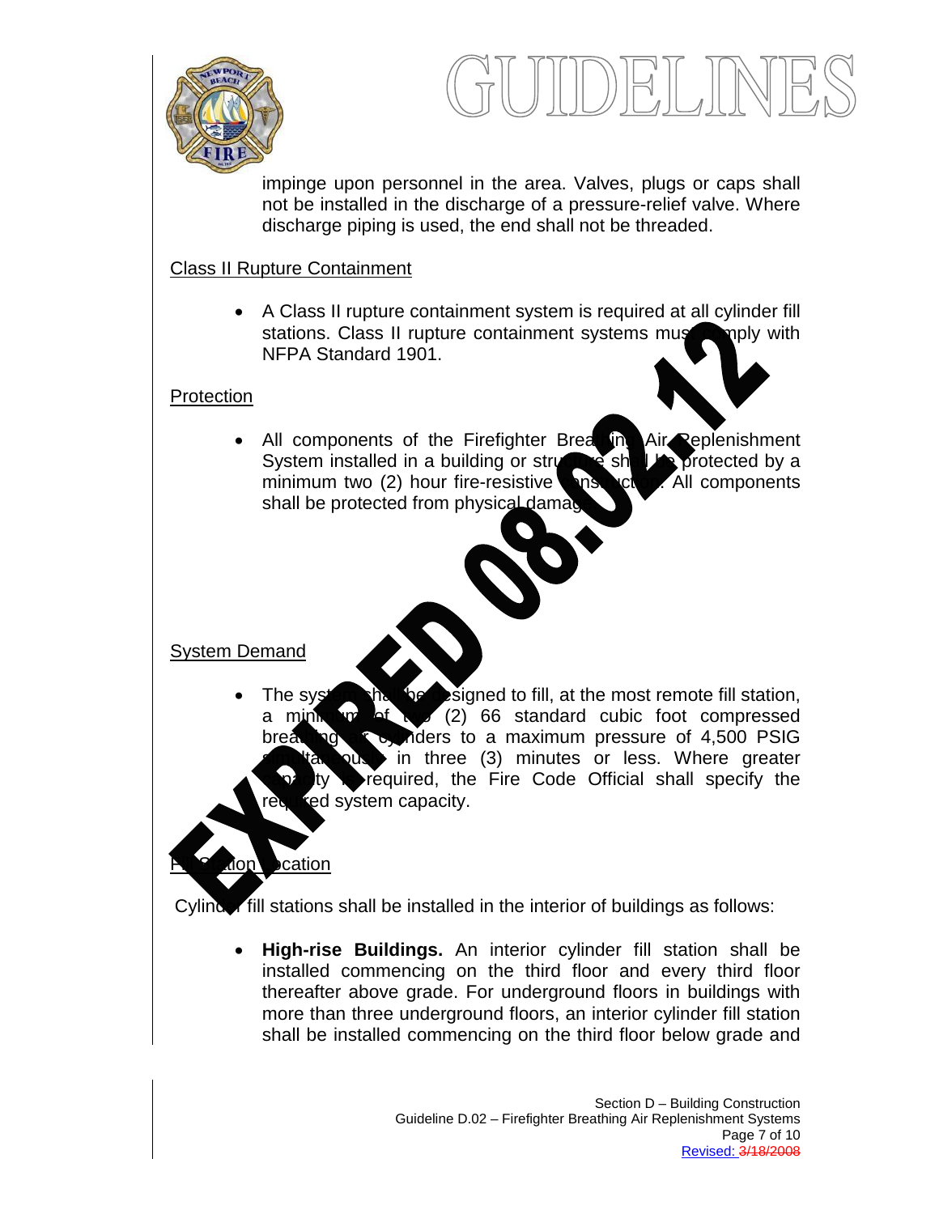impinge upon personnel in the area. Valves, plugs or caps shall not be installed in the discharge of a pressure-relief valve. Where discharge piping is used, the end shall not be threaded.

Class II Rupture Containment

- A Class II rupture containment system is required at all cylinder fill stations. Class II rupture containment systems must comply with NFPA Standard 1901.

Protection

- All components of the Firefighter Breathing Air Replenishment System installed in a building or structure shall be protected by a minimum two (2) hour fire-resistive construction. All components shall be protected from physical damage.

EXPIRED 08.02.12

System Demand

- The system shall be designed to fill, at the most remote fill station, a minimum of two (2) 66 standard cubic foot compressed breathing air cylinders to a maximum pressure of 4,500 PSIG simultaneously in three (3) minutes or less. Where greater capacity is required, the Fire Code Official shall specify the required system capacity.

Fill Station Location

Cylinder fill stations shall be installed in the interior of buildings as follows:

- **High-rise Buildings.** An interior cylinder fill station shall be installed commencing on the third floor and every third floor thereafter above grade. For underground floors in buildings with more than three underground floors, an interior cylinder fill station shall be installed commencing on the third floor below grade and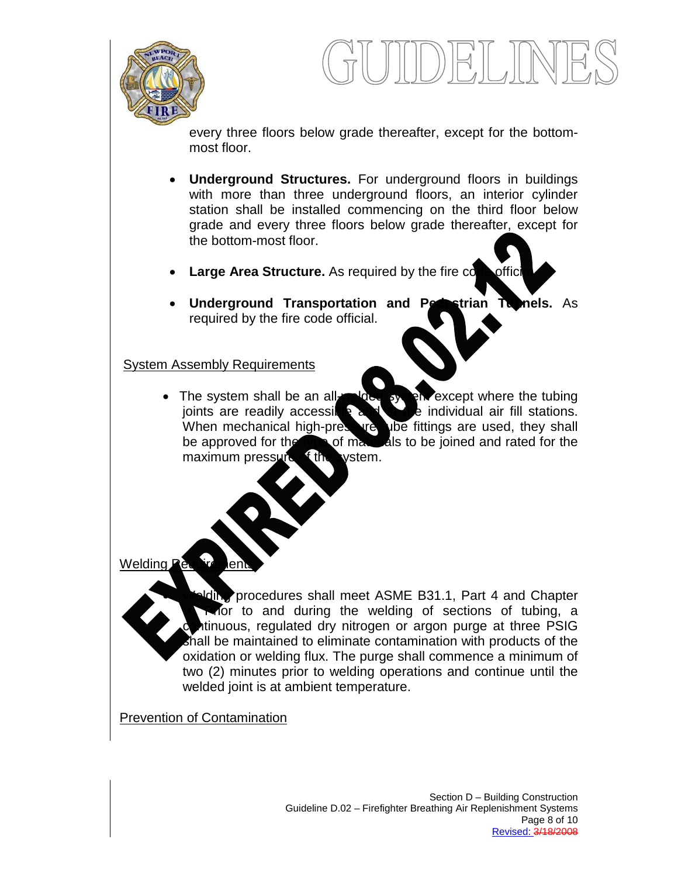every three floors below grade thereafter, except for the bottom-most floor.

- **Underground Structures.** For underground floors in buildings with more than three underground floors, an interior cylinder station shall be installed commencing on the third floor below grade and every three floors below grade thereafter, except for the bottom-most floor.

- **Large Area Structure.** As required by the fire code official.

- **Underground Transportation and Pedestrian Tunnels.** As required by the fire code official.

EXPIRED 08.02.12

System Assembly Requirements

- The system shall be an all-welded system except where the tubing joints are readily accessible and at the individual air fill stations. When mechanical high-pressure tube fittings are used, they shall be approved for the type of materials to be joined and rated for the maximum pressure of the system.

Welding Requirements

- Welding procedures shall meet ASME B31.1, Part 4 and Chapter ... Prior to and during the welding of sections of tubing, a continuous, regulated dry nitrogen or argon purge at three PSIG shall be maintained to eliminate contamination with products of the oxidation or welding flux. The purge shall commence a minimum of two (2) minutes prior to welding operations and continue until the welded joint is at ambient temperature.

Prevention of Contamination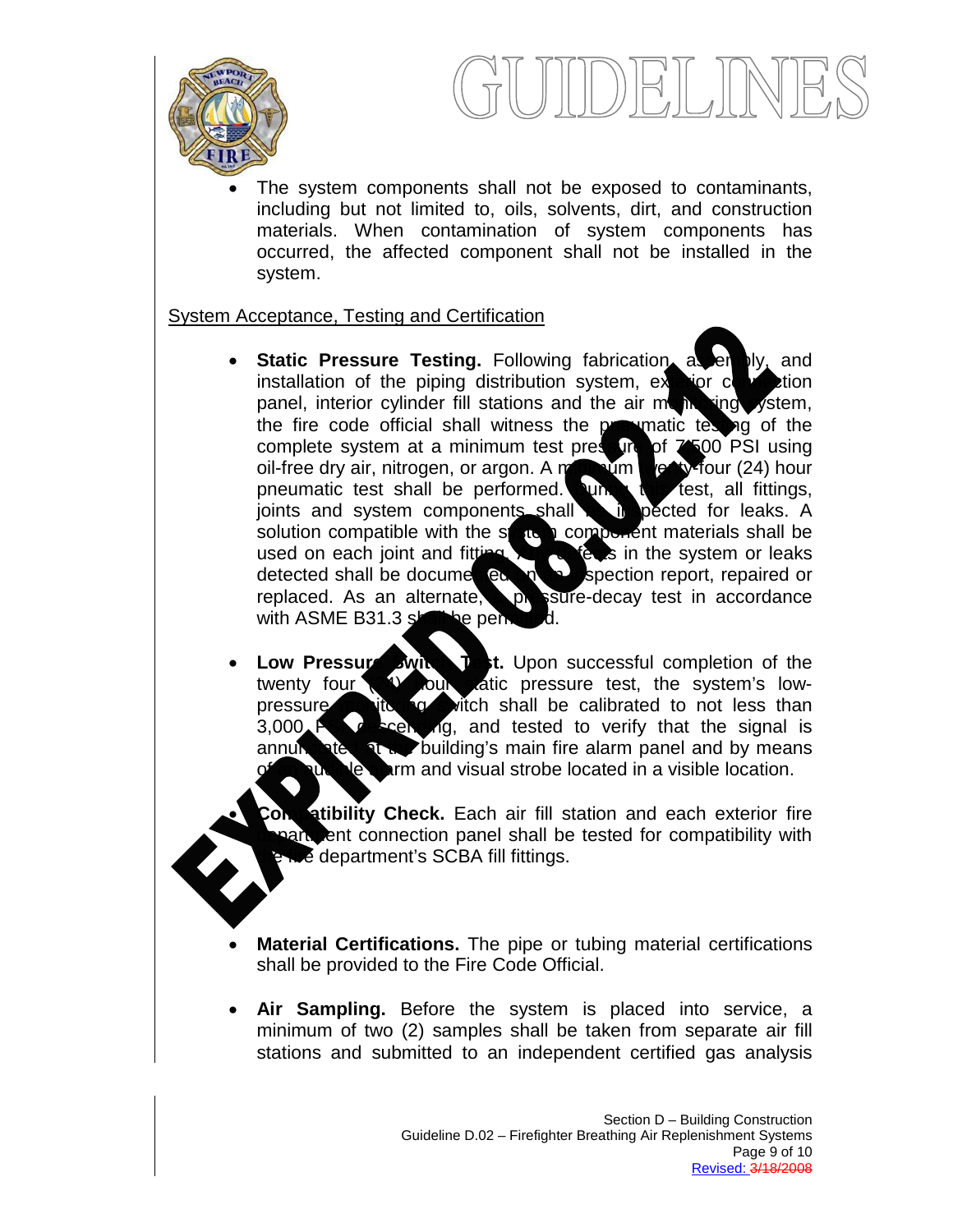- The system components shall not be exposed to contaminants, including but not limited to, oils, solvents, dirt, and construction materials. When contamination of system components has occurred, the affected component shall not be installed in the system.

System Acceptance, Testing and Certification

- **Static Pressure Testing.** Following fabrication, assembly, and installation of the piping distribution system, exterior connection panel, interior cylinder fill stations and the air monitoring system, the fire code official shall witness the pneumatic testing of the complete system at a minimum test pressure of 7,500 PSI using oil-free dry air, nitrogen, or argon. A minimum twenty-four (24) hour pneumatic test shall be performed. During the test, all fittings, joints and system components shall be inspected for leaks. A solution compatible with the system component materials shall be used on each joint and fitting. All defects in the system or leaks detected shall be documented on an inspection report, repaired or replaced. As an alternate, a pressure-decay test in accordance with ASME B31.3 shall be performed.

- **Low Pressure Switch Test.** Upon successful completion of the twenty four (24) hour static pressure test, the system's low-pressure monitoring switch shall be calibrated to not less than 3,000 PSI descending, and tested to verify that the signal is annunciated at the building's main fire alarm panel and by means of an audible alarm and visual strobe located in a visible location.

- **Compatibility Check.** Each air fill station and each exterior fire department connection panel shall be tested for compatibility with the fire department's SCBA fill fittings.

- **Material Certifications.** The pipe or tubing material certifications shall be provided to the Fire Code Official.

- **Air Sampling.** Before the system is placed into service, a minimum of two (2) samples shall be taken from separate air fill stations and submitted to an independent certified gas analysis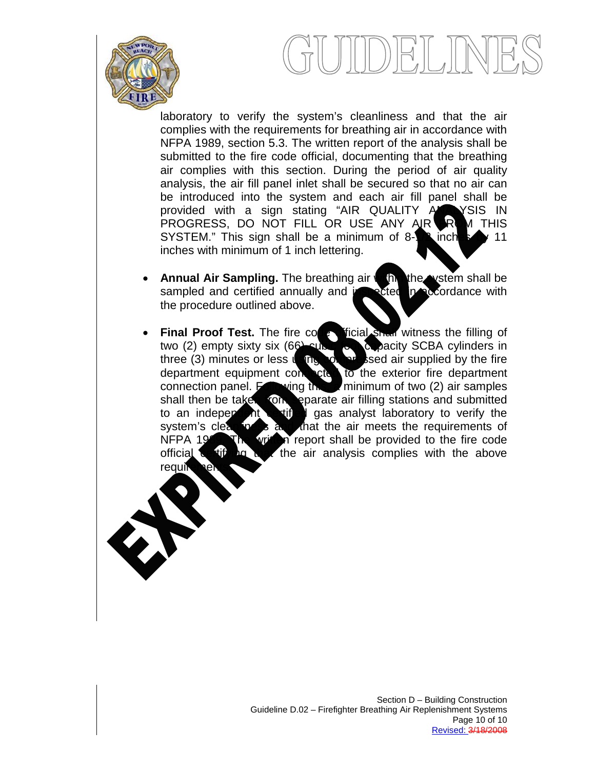laboratory to verify the system's cleanliness and that the air complies with the requirements for breathing air in accordance with NFPA 1989, section 5.3. The written report of the analysis shall be submitted to the fire code official, documenting that the breathing air complies with this section. During the period of air quality analysis, the air fill panel inlet shall be secured so that no air can be introduced into the system and each air fill panel shall be provided with a sign stating "AIR QUALITY ANALYSIS IN PROGRESS, DO NOT FILL OR USE ANY AIR FROM THIS SYSTEM." This sign shall be a minimum of 8-1/2 inches by 11 inches with minimum of 1 inch lettering.

- **Annual Air Sampling.** The breathing air within the system shall be sampled and certified annually and inspected in accordance with the procedure outlined above.

- **Final Proof Test.** The fire code official shall witness the filling of two (2) empty sixty six (66) cubic foot capacity SCBA cylinders in three (3) minutes or less using compressed air supplied by the fire department equipment connected to the exterior fire department connection panel. Following this a minimum of two (2) air samples shall then be taken from separate air filling stations and submitted to an independent certified gas analyst laboratory to verify the system's cleanliness and that the air meets the requirements of NFPA 1989. The written report shall be provided to the fire code official certifying that the air analysis complies with the above requirements.

EXPIRED 08.02.12